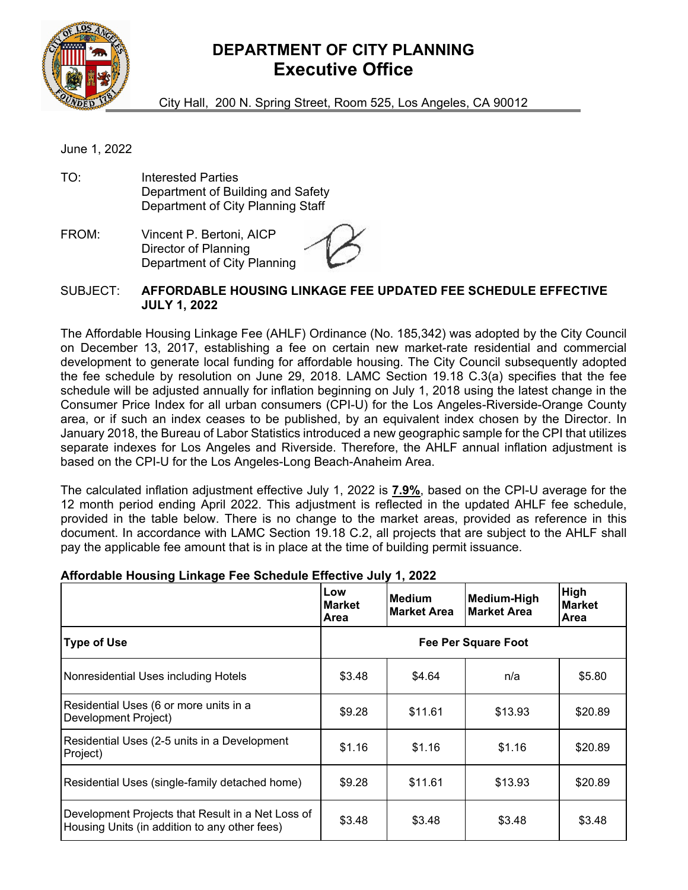# DEPARTMENT OF CITY PLANNING
## Executive Office

City Hall, 200 N. Spring Street, Room 525, Los Angeles, CA 90012

June 1, 2022

TO: Interested Parties
Department of Building and Safety
Department of City Planning Staff

FROM: Vincent P. Bertoni, AICP
Director of Planning
Department of City Planning

SUBJECT: **AFFORDABLE HOUSING LINKAGE FEE UPDATED FEE SCHEDULE EFFECTIVE JULY 1, 2022**

The Affordable Housing Linkage Fee (AHLF) Ordinance (No. 185,342) was adopted by the City Council on December 13, 2017, establishing a fee on certain new market-rate residential and commercial development to generate local funding for affordable housing. The City Council subsequently adopted the fee schedule by resolution on June 29, 2018. LAMC Section 19.18 C.3(a) specifies that the fee schedule will be adjusted annually for inflation beginning on July 1, 2018 using the latest change in the Consumer Price Index for all urban consumers (CPI-U) for the Los Angeles-Riverside-Orange County area, or if such an index ceases to be published, by an equivalent index chosen by the Director. In January 2018, the Bureau of Labor Statistics introduced a new geographic sample for the CPI that utilizes separate indexes for Los Angeles and Riverside. Therefore, the AHLF annual inflation adjustment is based on the CPI-U for the Los Angeles-Long Beach-Anaheim Area.

The calculated inflation adjustment effective July 1, 2022 is **7.9%**, based on the CPI-U average for the 12 month period ending April 2022. This adjustment is reflected in the updated AHLF fee schedule, provided in the table below. There is no change to the market areas, provided as reference in this document. In accordance with LAMC Section 19.18 C.2, all projects that are subject to the AHLF shall pay the applicable fee amount that is in place at the time of building permit issuance.

**Affordable Housing Linkage Fee Schedule Effective July 1, 2022**

| | Low Market Area | Medium Market Area | Medium-High Market Area | High Market Area |
|---|---|---|---|---|
| **Type of Use** | **Fee Per Square Foot** | | | |
| Nonresidential Uses including Hotels | $3.48 | $4.64 | n/a | $5.80 |
| Residential Uses (6 or more units in a Development Project) | $9.28 | $11.61 | $13.93 | $20.89 |
| Residential Uses (2-5 units in a Development Project) | $1.16 | $1.16 | $1.16 | $20.89 |
| Residential Uses (single-family detached home) | $9.28 | $11.61 | $13.93 | $20.89 |
| Development Projects that Result in a Net Loss of Housing Units (in addition to any other fees) | $3.48 | $3.48 | $3.48 | $3.48 |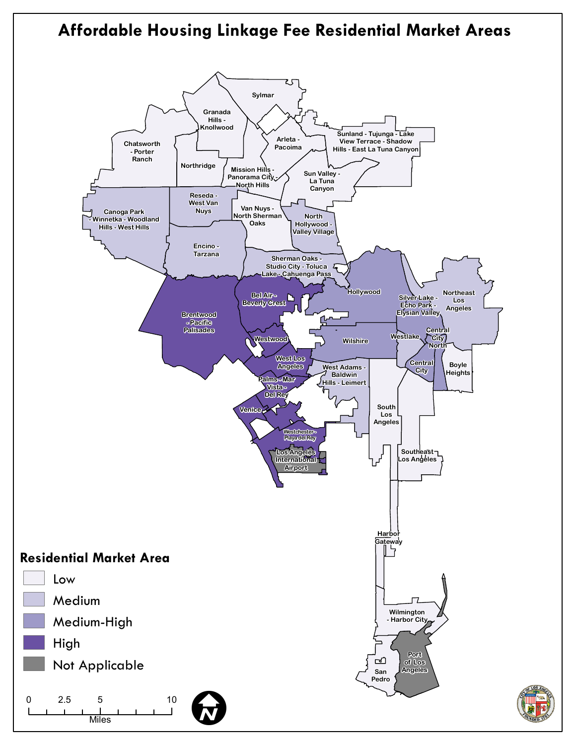# Affordable Housing Linkage Fee Residential Market Areas

Sylmar

Granada Hills - Knollwood

Chatsworth - Porter Ranch

Northridge

Arleta - Pacoima

Sunland - Tujunga - Lake View Terrace - Shadow Hills - East La Tuna Canyon

Mission Hills - Panorama City - North Hills

Sun Valley - La Tuna Canyon

Reseda - West Van Nuys

Canoga Park - Winnetka - Woodland Hills - West Hills

Van Nuys - North Sherman Oaks

North Hollywood - Valley Village

Encino - Tarzana

Sherman Oaks - Studio City - Toluca Lake - Cahuenga Pass

Bel Air - Beverly Crest

Hollywood

Brentwood - Pacific Palisades

Silver Lake - Echo Park - Elysian Valley

Northeast Los Angeles

Westwood

Wilshire

Westlake

Central City North

West Los Angeles

Central City

Boyle Heights

West Adams - Baldwin Hills - Leimert

Palms - Mar Vista - Del Rey

Venice

South Los Angeles

Westchester - Playa del Rey

Southeast Los Angeles

Los Angeles International Airport

Harbor Gateway

Wilmington - Harbor City

Port of Los Angeles

San Pedro

## Residential Market Area

- Low
- Medium
- Medium-High
- High
- Not Applicable

0 2.5 5 10
Miles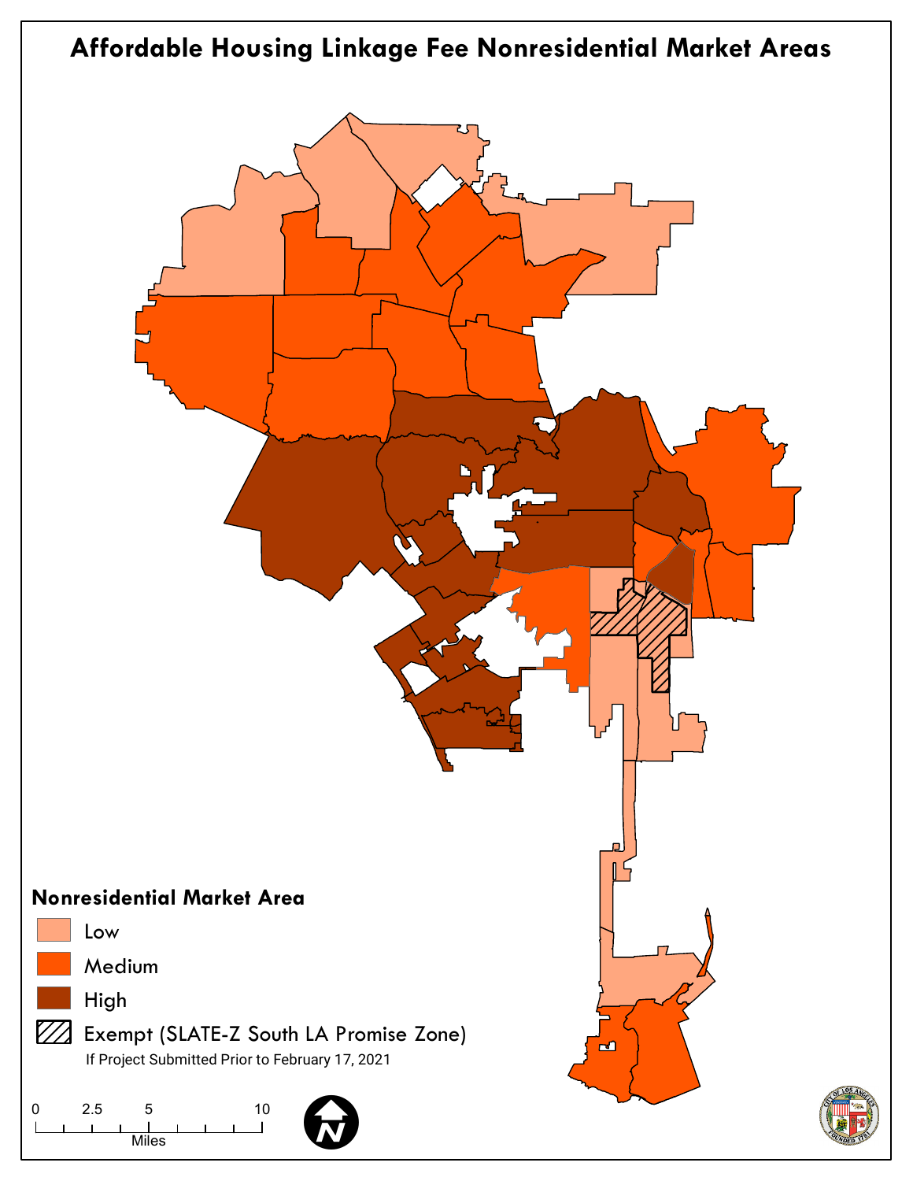# Affordable Housing Linkage Fee Nonresidential Market Areas

**Nonresidential Market Area**

Low

Medium

High

Exempt (SLATE-Z South LA Promise Zone)

If Project Submitted Prior to February 17, 2021

0 2.5 5 10

Miles